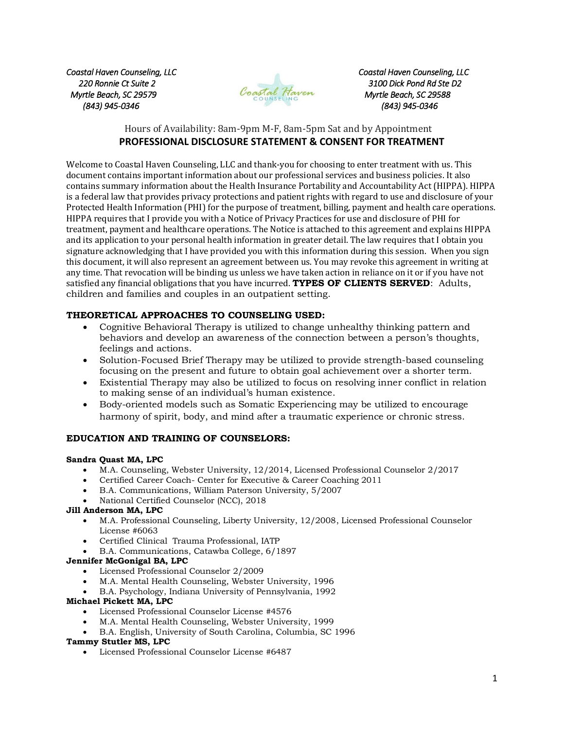*Coastal Haven Counseling, LLC*
*220 Ronnie Ct Suite 2*
*Myrtle Beach, SC 29579*
*(843) 945-0346*

*Coastal Haven Counseling, LLC*
*3100 Dick Pond Rd Ste D2*
*Myrtle Beach, SC 29588*
*(843) 945-0346*

Hours of Availability: 8am-9pm M-F, 8am-5pm Sat and by Appointment

## PROFESSIONAL DISCLOSURE STATEMENT & CONSENT FOR TREATMENT

Welcome to Coastal Haven Counseling, LLC and thank-you for choosing to enter treatment with us. This document contains important information about our professional services and business policies. It also contains summary information about the Health Insurance Portability and Accountability Act (HIPPA). HIPPA is a federal law that provides privacy protections and patient rights with regard to use and disclosure of your Protected Health Information (PHI) for the purpose of treatment, billing, payment and health care operations. HIPPA requires that I provide you with a Notice of Privacy Practices for use and disclosure of PHI for treatment, payment and healthcare operations. The Notice is attached to this agreement and explains HIPPA and its application to your personal health information in greater detail. The law requires that I obtain you signature acknowledging that I have provided you with this information during this session. When you sign this document, it will also represent an agreement between us. You may revoke this agreement in writing at any time. That revocation will be binding us unless we have taken action in reliance on it or if you have not satisfied any financial obligations that you have incurred. **TYPES OF CLIENTS SERVED**: Adults, children and families and couples in an outpatient setting.

### THEORETICAL APPROACHES TO COUNSELING USED:

- Cognitive Behavioral Therapy is utilized to change unhealthy thinking pattern and behaviors and develop an awareness of the connection between a person's thoughts, feelings and actions.
- Solution-Focused Brief Therapy may be utilized to provide strength-based counseling focusing on the present and future to obtain goal achievement over a shorter term.
- Existential Therapy may also be utilized to focus on resolving inner conflict in relation to making sense of an individual's human existence.
- Body-oriented models such as Somatic Experiencing may be utilized to encourage harmony of spirit, body, and mind after a traumatic experience or chronic stress.

### EDUCATION AND TRAINING OF COUNSELORS:

**Sandra Quast MA, LPC**
- M.A. Counseling, Webster University, 12/2014, Licensed Professional Counselor 2/2017
- Certified Career Coach- Center for Executive & Career Coaching 2011
- B.A. Communications, William Paterson University, 5/2007
- National Certified Counselor (NCC), 2018

**Jill Anderson MA, LPC**
- M.A. Professional Counseling, Liberty University, 12/2008, Licensed Professional Counselor License #6063
- Certified Clinical Trauma Professional, IATP
- B.A. Communications, Catawba College, 6/1897

**Jennifer McGonigal BA, LPC**
- Licensed Professional Counselor 2/2009
- M.A. Mental Health Counseling, Webster University, 1996
- B.A. Psychology, Indiana University of Pennsylvania, 1992

**Michael Pickett MA, LPC**
- Licensed Professional Counselor License #4576
- M.A. Mental Health Counseling, Webster University, 1999
- B.A. English, University of South Carolina, Columbia, SC 1996

**Tammy Stutler MS, LPC**
- Licensed Professional Counselor License #6487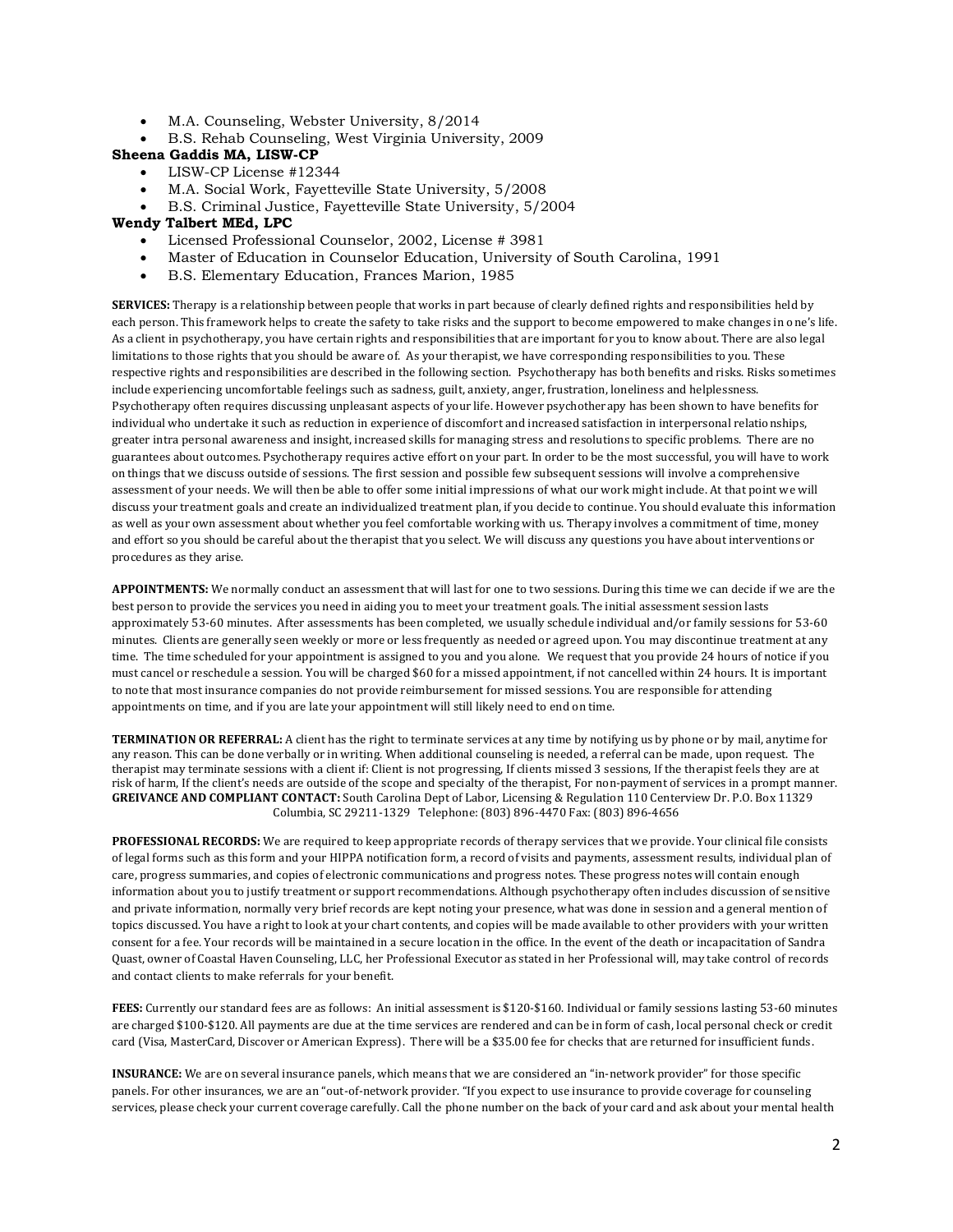- M.A. Counseling, Webster University, 8/2014
- B.S. Rehab Counseling, West Virginia University, 2009

**Sheena Gaddis MA, LISW-CP**

- LISW-CP License #12344
- M.A. Social Work, Fayetteville State University, 5/2008
- B.S. Criminal Justice, Fayetteville State University, 5/2004

**Wendy Talbert MEd, LPC**

- Licensed Professional Counselor, 2002, License # 3981
- Master of Education in Counselor Education, University of South Carolina, 1991
- B.S. Elementary Education, Frances Marion, 1985

**SERVICES:** Therapy is a relationship between people that works in part because of clearly defined rights and responsibilities held by each person. This framework helps to create the safety to take risks and the support to become empowered to make changes in one's life. As a client in psychotherapy, you have certain rights and responsibilities that are important for you to know about. There are also legal limitations to those rights that you should be aware of. As your therapist, we have corresponding responsibilities to you. These respective rights and responsibilities are described in the following section. Psychotherapy has both benefits and risks. Risks sometimes include experiencing uncomfortable feelings such as sadness, guilt, anxiety, anger, frustration, loneliness and helplessness. Psychotherapy often requires discussing unpleasant aspects of your life. However psychotherapy has been shown to have benefits for individual who undertake it such as reduction in experience of discomfort and increased satisfaction in interpersonal relationships, greater intra personal awareness and insight, increased skills for managing stress and resolutions to specific problems. There are no guarantees about outcomes. Psychotherapy requires active effort on your part. In order to be the most successful, you will have to work on things that we discuss outside of sessions. The first session and possible few subsequent sessions will involve a comprehensive assessment of your needs. We will then be able to offer some initial impressions of what our work might include. At that point we will discuss your treatment goals and create an individualized treatment plan, if you decide to continue. You should evaluate this information as well as your own assessment about whether you feel comfortable working with us. Therapy involves a commitment of time, money and effort so you should be careful about the therapist that you select. We will discuss any questions you have about interventions or procedures as they arise.

**APPOINTMENTS:** We normally conduct an assessment that will last for one to two sessions. During this time we can decide if we are the best person to provide the services you need in aiding you to meet your treatment goals. The initial assessment session lasts approximately 53-60 minutes. After assessments has been completed, we usually schedule individual and/or family sessions for 53-60 minutes. Clients are generally seen weekly or more or less frequently as needed or agreed upon. You may discontinue treatment at any time. The time scheduled for your appointment is assigned to you and you alone. We request that you provide 24 hours of notice if you must cancel or reschedule a session. You will be charged $60 for a missed appointment, if not cancelled within 24 hours. It is important to note that most insurance companies do not provide reimbursement for missed sessions. You are responsible for attending appointments on time, and if you are late your appointment will still likely need to end on time.

**TERMINATION OR REFERRAL:** A client has the right to terminate services at any time by notifying us by phone or by mail, anytime for any reason. This can be done verbally or in writing. When additional counseling is needed, a referral can be made, upon request. The therapist may terminate sessions with a client if: Client is not progressing, If clients missed 3 sessions, If the therapist feels they are at risk of harm, If the client's needs are outside of the scope and specialty of the therapist, For non-payment of services in a prompt manner.

**GREIVANCE AND COMPLIANT CONTACT:** South Carolina Dept of Labor, Licensing & Regulation 110 Centerview Dr. P.O. Box 11329 Columbia, SC 29211-1329 Telephone: (803) 896-4470 Fax: (803) 896-4656

**PROFESSIONAL RECORDS:** We are required to keep appropriate records of therapy services that we provide. Your clinical file consists of legal forms such as this form and your HIPPA notification form, a record of visits and payments, assessment results, individual plan of care, progress summaries, and copies of electronic communications and progress notes. These progress notes will contain enough information about you to justify treatment or support recommendations. Although psychotherapy often includes discussion of sensitive and private information, normally very brief records are kept noting your presence, what was done in session and a general mention of topics discussed. You have a right to look at your chart contents, and copies will be made available to other providers with your written consent for a fee. Your records will be maintained in a secure location in the office. In the event of the death or incapacitation of Sandra Quast, owner of Coastal Haven Counseling, LLC, her Professional Executor as stated in her Professional will, may take control of records and contact clients to make referrals for your benefit.

**FEES:** Currently our standard fees are as follows: An initial assessment is $120-$160. Individual or family sessions lasting 53-60 minutes are charged $100-$120. All payments are due at the time services are rendered and can be in form of cash, local personal check or credit card (Visa, MasterCard, Discover or American Express). There will be a $35.00 fee for checks that are returned for insufficient funds.

**INSURANCE:** We are on several insurance panels, which means that we are considered an "in-network provider" for those specific panels. For other insurances, we are an "out-of-network provider. "If you expect to use insurance to provide coverage for counseling services, please check your current coverage carefully. Call the phone number on the back of your card and ask about your mental health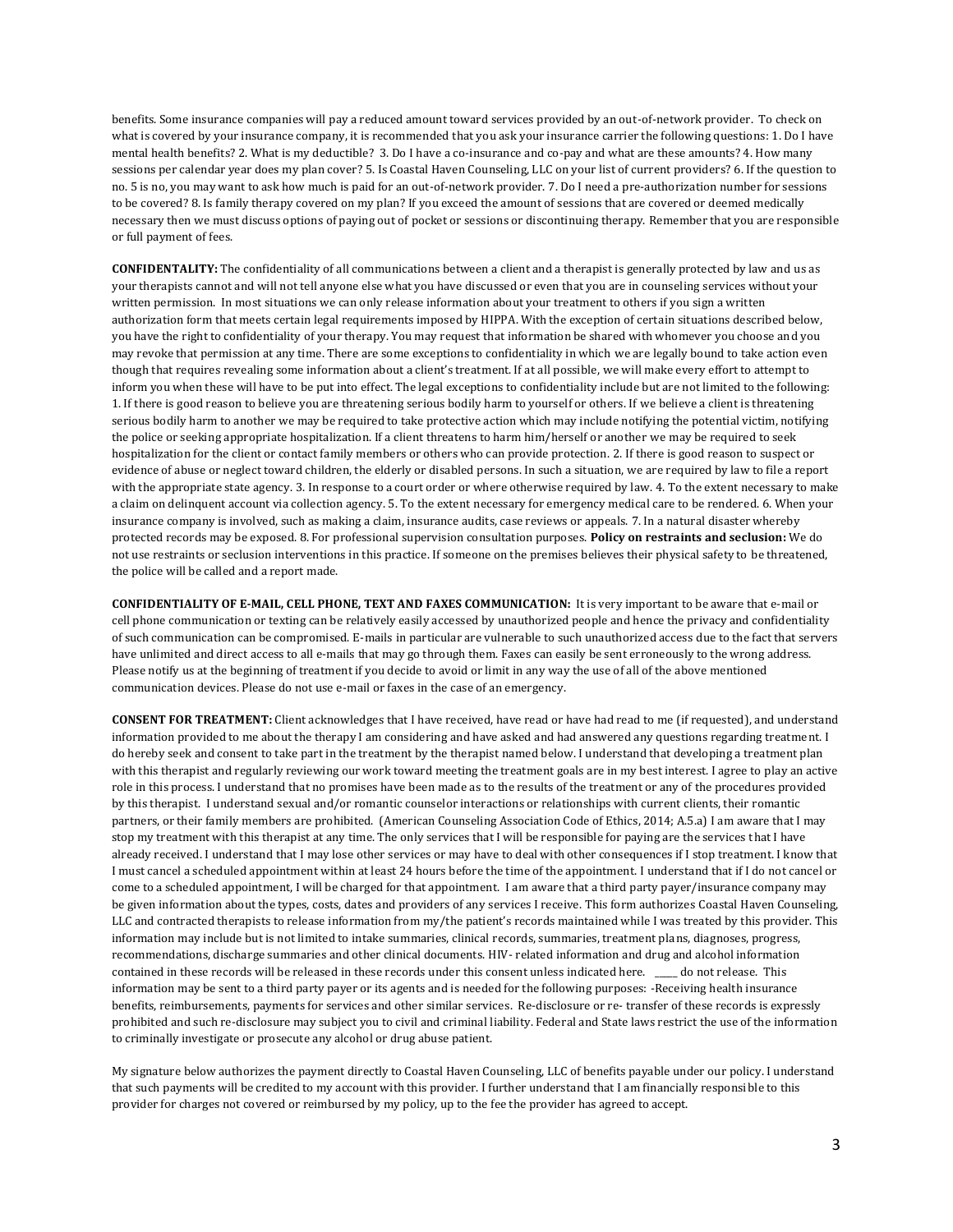benefits. Some insurance companies will pay a reduced amount toward services provided by an out-of-network provider. To check on what is covered by your insurance company, it is recommended that you ask your insurance carrier the following questions: 1. Do I have mental health benefits? 2. What is my deductible? 3. Do I have a co-insurance and co-pay and what are these amounts? 4. How many sessions per calendar year does my plan cover? 5. Is Coastal Haven Counseling, LLC on your list of current providers? 6. If the question to no. 5 is no, you may want to ask how much is paid for an out-of-network provider. 7. Do I need a pre-authorization number for sessions to be covered? 8. Is family therapy covered on my plan? If you exceed the amount of sessions that are covered or deemed medically necessary then we must discuss options of paying out of pocket or sessions or discontinuing therapy. Remember that you are responsible or full payment of fees.

**CONFIDENTALITY:** The confidentiality of all communications between a client and a therapist is generally protected by law and us as your therapists cannot and will not tell anyone else what you have discussed or even that you are in counseling services without your written permission. In most situations we can only release information about your treatment to others if you sign a written authorization form that meets certain legal requirements imposed by HIPPA. With the exception of certain situations described below, you have the right to confidentiality of your therapy. You may request that information be shared with whomever you choose and you may revoke that permission at any time. There are some exceptions to confidentiality in which we are legally bound to take action even though that requires revealing some information about a client's treatment. If at all possible, we will make every effort to attempt to inform you when these will have to be put into effect. The legal exceptions to confidentiality include but are not limited to the following: 1. If there is good reason to believe you are threatening serious bodily harm to yourself or others. If we believe a client is threatening serious bodily harm to another we may be required to take protective action which may include notifying the potential victim, notifying the police or seeking appropriate hospitalization. If a client threatens to harm him/herself or another we may be required to seek hospitalization for the client or contact family members or others who can provide protection. 2. If there is good reason to suspect or evidence of abuse or neglect toward children, the elderly or disabled persons. In such a situation, we are required by law to file a report with the appropriate state agency. 3. In response to a court order or where otherwise required by law. 4. To the extent necessary to make a claim on delinquent account via collection agency. 5. To the extent necessary for emergency medical care to be rendered. 6. When your insurance company is involved, such as making a claim, insurance audits, case reviews or appeals. 7. In a natural disaster whereby protected records may be exposed. 8. For professional supervision consultation purposes. **Policy on restraints and seclusion:** We do not use restraints or seclusion interventions in this practice. If someone on the premises believes their physical safety to be threatened, the police will be called and a report made.

**CONFIDENTIALITY OF E-MAIL, CELL PHONE, TEXT AND FAXES COMMUNICATION:** It is very important to be aware that e-mail or cell phone communication or texting can be relatively easily accessed by unauthorized people and hence the privacy and confidentiality of such communication can be compromised. E-mails in particular are vulnerable to such unauthorized access due to the fact that servers have unlimited and direct access to all e-mails that may go through them. Faxes can easily be sent erroneously to the wrong address. Please notify us at the beginning of treatment if you decide to avoid or limit in any way the use of all of the above mentioned communication devices. Please do not use e-mail or faxes in the case of an emergency.

**CONSENT FOR TREATMENT:** Client acknowledges that I have received, have read or have had read to me (if requested), and understand information provided to me about the therapy I am considering and have asked and had answered any questions regarding treatment. I do hereby seek and consent to take part in the treatment by the therapist named below. I understand that developing a treatment plan with this therapist and regularly reviewing our work toward meeting the treatment goals are in my best interest. I agree to play an active role in this process. I understand that no promises have been made as to the results of the treatment or any of the procedures provided by this therapist. I understand sexual and/or romantic counselor interactions or relationships with current clients, their romantic partners, or their family members are prohibited. (American Counseling Association Code of Ethics, 2014; A.5.a) I am aware that I may stop my treatment with this therapist at any time. The only services that I will be responsible for paying are the services that I have already received. I understand that I may lose other services or may have to deal with other consequences if I stop treatment. I know that I must cancel a scheduled appointment within at least 24 hours before the time of the appointment. I understand that if I do not cancel or come to a scheduled appointment, I will be charged for that appointment. I am aware that a third party payer/insurance company may be given information about the types, costs, dates and providers of any services I receive. This form authorizes Coastal Haven Counseling, LLC and contracted therapists to release information from my/the patient's records maintained while I was treated by this provider. This information may include but is not limited to intake summaries, clinical records, summaries, treatment plans, diagnoses, progress, recommendations, discharge summaries and other clinical documents. HIV- related information and drug and alcohol information contained in these records will be released in these records under this consent unless indicated here. _____ do not release. This information may be sent to a third party payer or its agents and is needed for the following purposes: -Receiving health insurance benefits, reimbursements, payments for services and other similar services. Re-disclosure or re- transfer of these records is expressly prohibited and such re-disclosure may subject you to civil and criminal liability. Federal and State laws restrict the use of the information to criminally investigate or prosecute any alcohol or drug abuse patient.

My signature below authorizes the payment directly to Coastal Haven Counseling, LLC of benefits payable under our policy. I understand that such payments will be credited to my account with this provider. I further understand that I am financially responsible to this provider for charges not covered or reimbursed by my policy, up to the fee the provider has agreed to accept.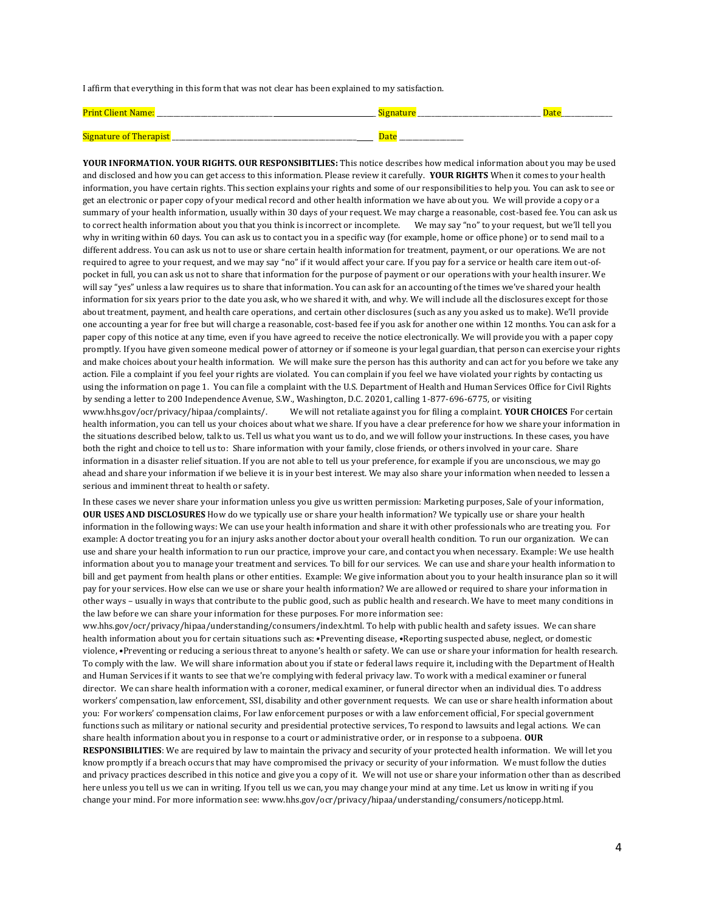I affirm that everything in this form that was not clear has been explained to my satisfaction.

Print Client Name: ________________________________________________________ Signature ________________________________ Date______________

Signature of Therapist __________________________________________________ Date ________________

**YOUR INFORMATION. YOUR RIGHTS. OUR RESPONSIBITLIES:** This notice describes how medical information about you may be used and disclosed and how you can get access to this information. Please review it carefully. **YOUR RIGHTS** When it comes to your health information, you have certain rights. This section explains your rights and some of our responsibilities to help you. You can ask to see or get an electronic or paper copy of your medical record and other health information we have about you. We will provide a copy or a summary of your health information, usually within 30 days of your request. We may charge a reasonable, cost-based fee. You can ask us to correct health information about you that you think is incorrect or incomplete. We may say "no" to your request, but we'll tell you why in writing within 60 days. You can ask us to contact you in a specific way (for example, home or office phone) or to send mail to a different address. You can ask us not to use or share certain health information for treatment, payment, or our operations. We are not required to agree to your request, and we may say "no" if it would affect your care. If you pay for a service or health care item out-of-pocket in full, you can ask us not to share that information for the purpose of payment or our operations with your health insurer. We will say "yes" unless a law requires us to share that information. You can ask for an accounting of the times we've shared your health information for six years prior to the date you ask, who we shared it with, and why. We will include all the disclosures except for those about treatment, payment, and health care operations, and certain other disclosures (such as any you asked us to make). We'll provide one accounting a year for free but will charge a reasonable, cost-based fee if you ask for another one within 12 months. You can ask for a paper copy of this notice at any time, even if you have agreed to receive the notice electronically. We will provide you with a paper copy promptly. If you have given someone medical power of attorney or if someone is your legal guardian, that person can exercise your rights and make choices about your health information. We will make sure the person has this authority and can act for you before we take any action. File a complaint if you feel your rights are violated. You can complain if you feel we have violated your rights by contacting us using the information on page 1. You can file a complaint with the U.S. Department of Health and Human Services Office for Civil Rights by sending a letter to 200 Independence Avenue, S.W., Washington, D.C. 20201, calling 1-877-696-6775, or visiting www.hhs.gov/ocr/privacy/hipaa/complaints/. We will not retaliate against you for filing a complaint. **YOUR CHOICES** For certain health information, you can tell us your choices about what we share. If you have a clear preference for how we share your information in the situations described below, talk to us. Tell us what you want us to do, and we will follow your instructions. In these cases, you have both the right and choice to tell us to: Share information with your family, close friends, or others involved in your care. Share information in a disaster relief situation. If you are not able to tell us your preference, for example if you are unconscious, we may go ahead and share your information if we believe it is in your best interest. We may also share your information when needed to lessen a serious and imminent threat to health or safety.

In these cases we never share your information unless you give us written permission: Marketing purposes, Sale of your information, **OUR USES AND DISCLOSURES** How do we typically use or share your health information? We typically use or share your health information in the following ways: We can use your health information and share it with other professionals who are treating you. For example: A doctor treating you for an injury asks another doctor about your overall health condition. To run our organization. We can use and share your health information to run our practice, improve your care, and contact you when necessary. Example: We use health information about you to manage your treatment and services. To bill for our services. We can use and share your health information to bill and get payment from health plans or other entities. Example: We give information about you to your health insurance plan so it will pay for your services. How else can we use or share your health information? We are allowed or required to share your information in other ways – usually in ways that contribute to the public good, such as public health and research. We have to meet many conditions in the law before we can share your information for these purposes. For more information see: ww.hhs.gov/ocr/privacy/hipaa/understanding/consumers/index.html. To help with public health and safety issues. We can share health information about you for certain situations such as: •Preventing disease, •Reporting suspected abuse, neglect, or domestic violence, •Preventing or reducing a serious threat to anyone's health or safety. We can use or share your information for health research. To comply with the law. We will share information about you if state or federal laws require it, including with the Department of Health and Human Services if it wants to see that we're complying with federal privacy law. To work with a medical examiner or funeral director. We can share health information with a coroner, medical examiner, or funeral director when an individual dies. To address workers' compensation, law enforcement, SSI, disability and other government requests. We can use or share health information about you: For workers' compensation claims, For law enforcement purposes or with a law enforcement official, For special government functions such as military or national security and presidential protective services, To respond to lawsuits and legal actions. We can share health information about you in response to a court or administrative order, or in response to a subpoena. **OUR RESPONSIBILITIES**: We are required by law to maintain the privacy and security of your protected health information. We will let you know promptly if a breach occurs that may have compromised the privacy or security of your information. We must follow the duties and privacy practices described in this notice and give you a copy of it. We will not use or share your information other than as described here unless you tell us we can in writing. If you tell us we can, you may change your mind at any time. Let us know in writing if you change your mind. For more information see: www.hhs.gov/ocr/privacy/hipaa/understanding/consumers/noticepp.html.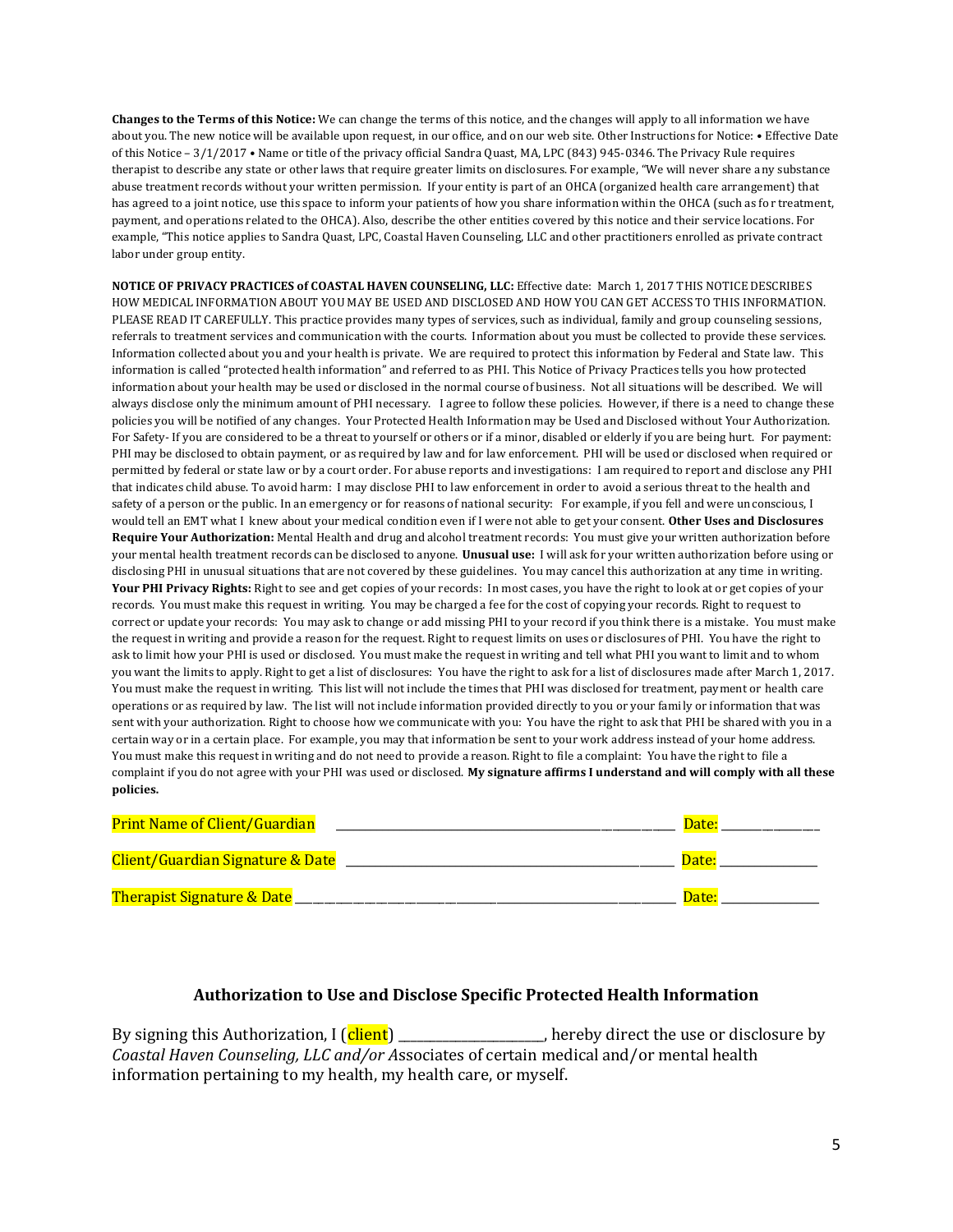**Changes to the Terms of this Notice:** We can change the terms of this notice, and the changes will apply to all information we have about you. The new notice will be available upon request, in our office, and on our web site. Other Instructions for Notice: • Effective Date of this Notice – 3/1/2017 • Name or title of the privacy official Sandra Quast, MA, LPC (843) 945-0346. The Privacy Rule requires therapist to describe any state or other laws that require greater limits on disclosures. For example, "We will never share any substance abuse treatment records without your written permission. If your entity is part of an OHCA (organized health care arrangement) that has agreed to a joint notice, use this space to inform your patients of how you share information within the OHCA (such as for treatment, payment, and operations related to the OHCA). Also, describe the other entities covered by this notice and their service locations. For example, "This notice applies to Sandra Quast, LPC, Coastal Haven Counseling, LLC and other practitioners enrolled as private contract labor under group entity.

**NOTICE OF PRIVACY PRACTICES of COASTAL HAVEN COUNSELING, LLC:** Effective date: March 1, 2017 THIS NOTICE DESCRIBES HOW MEDICAL INFORMATION ABOUT YOU MAY BE USED AND DISCLOSED AND HOW YOU CAN GET ACCESS TO THIS INFORMATION. PLEASE READ IT CAREFULLY. This practice provides many types of services, such as individual, family and group counseling sessions, referrals to treatment services and communication with the courts. Information about you must be collected to provide these services. Information collected about you and your health is private. We are required to protect this information by Federal and State law. This information is called "protected health information" and referred to as PHI. This Notice of Privacy Practices tells you how protected information about your health may be used or disclosed in the normal course of business. Not all situations will be described. We will always disclose only the minimum amount of PHI necessary. I agree to follow these policies. However, if there is a need to change these policies you will be notified of any changes. Your Protected Health Information may be Used and Disclosed without Your Authorization. For Safety- If you are considered to be a threat to yourself or others or if a minor, disabled or elderly if you are being hurt. For payment: PHI may be disclosed to obtain payment, or as required by law and for law enforcement. PHI will be used or disclosed when required or permitted by federal or state law or by a court order. For abuse reports and investigations: I am required to report and disclose any PHI that indicates child abuse. To avoid harm: I may disclose PHI to law enforcement in order to avoid a serious threat to the health and safety of a person or the public. In an emergency or for reasons of national security: For example, if you fell and were unconscious, I would tell an EMT what I knew about your medical condition even if I were not able to get your consent. **Other Uses and Disclosures Require Your Authorization:** Mental Health and drug and alcohol treatment records: You must give your written authorization before your mental health treatment records can be disclosed to anyone. **Unusual use:** I will ask for your written authorization before using or disclosing PHI in unusual situations that are not covered by these guidelines. You may cancel this authorization at any time in writing. **Your PHI Privacy Rights:** Right to see and get copies of your records: In most cases, you have the right to look at or get copies of your records. You must make this request in writing. You may be charged a fee for the cost of copying your records. Right to request to correct or update your records: You may ask to change or add missing PHI to your record if you think there is a mistake. You must make the request in writing and provide a reason for the request. Right to request limits on uses or disclosures of PHI. You have the right to ask to limit how your PHI is used or disclosed. You must make the request in writing and tell what PHI you want to limit and to whom you want the limits to apply. Right to get a list of disclosures: You have the right to ask for a list of disclosures made after March 1, 2017. You must make the request in writing. This list will not include the times that PHI was disclosed for treatment, payment or health care operations or as required by law. The list will not include information provided directly to you or your family or information that was sent with your authorization. Right to choose how we communicate with you: You have the right to ask that PHI be shared with you in a certain way or in a certain place. For example, you may that information be sent to your work address instead of your home address. You must make this request in writing and do not need to provide a reason. Right to file a complaint: You have the right to file a complaint if you do not agree with your PHI was used or disclosed. **My signature affirms I understand and will comply with all these policies.**

Print Name of Client/Guardian ______________________________ Date: ____________

Client/Guardian Signature & Date ______________________________ Date: ____________

Therapist Signature & Date ______________________________ Date: ____________

### Authorization to Use and Disclose Specific Protected Health Information

By signing this Authorization, I (client) ________________, hereby direct the use or disclosure by *Coastal Haven Counseling, LLC and/or A*ssociates of certain medical and/or mental health information pertaining to my health, my health care, or myself.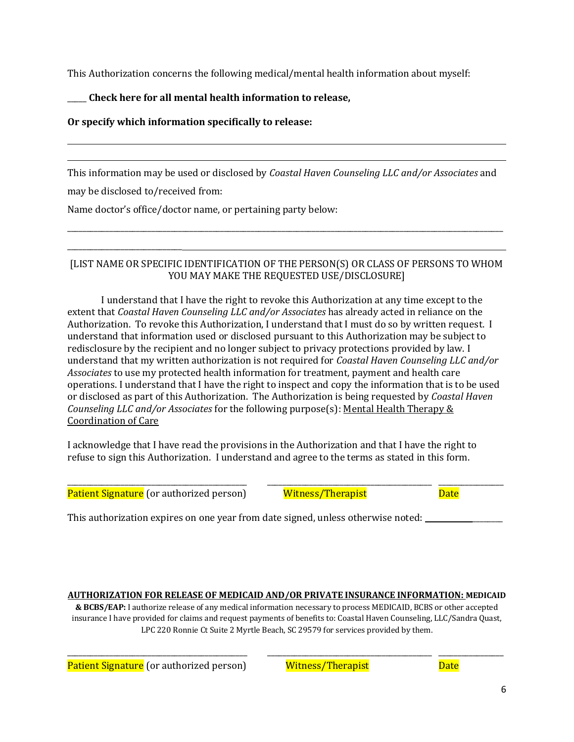This Authorization concerns the following medical/mental health information about myself:

_____ **Check here for all mental health information to release,**

**Or specify which information specifically to release:**

______________________________________________________________________________

______________________________________________________________________________

This information may be used or disclosed by *Coastal Haven Counseling LLC and/or Associates* and may be disclosed to/received from:

Name doctor's office/doctor name, or pertaining party below:

______________________________________________________________________________

______________________________________________________________________________

[LIST NAME OR SPECIFIC IDENTIFICATION OF THE PERSON(S) OR CLASS OF PERSONS TO WHOM YOU MAY MAKE THE REQUESTED USE/DISCLOSURE]

I understand that I have the right to revoke this Authorization at any time except to the extent that *Coastal Haven Counseling LLC and/or Associates* has already acted in reliance on the Authorization. To revoke this Authorization, I understand that I must do so by written request. I understand that information used or disclosed pursuant to this Authorization may be subject to redisclosure by the recipient and no longer subject to privacy protections provided by law. I understand that my written authorization is not required for *Coastal Haven Counseling LLC and/or Associates* to use my protected health information for treatment, payment and health care operations. I understand that I have the right to inspect and copy the information that is to be used or disclosed as part of this Authorization. The Authorization is being requested by *Coastal Haven Counseling LLC and/or Associates* for the following purpose(s): Mental Health Therapy & Coordination of Care

I acknowledge that I have read the provisions in the Authorization and that I have the right to refuse to sign this Authorization. I understand and agree to the terms as stated in this form.

_______________________________ _______________________________ ____________

Patient Signature (or authorized person) Witness/Therapist Date

This authorization expires on one year from date signed, unless otherwise noted: ____________

**AUTHORIZATION FOR RELEASE OF MEDICAID AND/OR PRIVATE INSURANCE INFORMATION: MEDICAID & BCBS/EAP:** I authorize release of any medical information necessary to process MEDICAID, BCBS or other accepted insurance I have provided for claims and request payments of benefits to: Coastal Haven Counseling, LLC/Sandra Quast, LPC 220 Ronnie Ct Suite 2 Myrtle Beach, SC 29579 for services provided by them.

_______________________________ _______________________________ ____________

Patient Signature (or authorized person) Witness/Therapist Date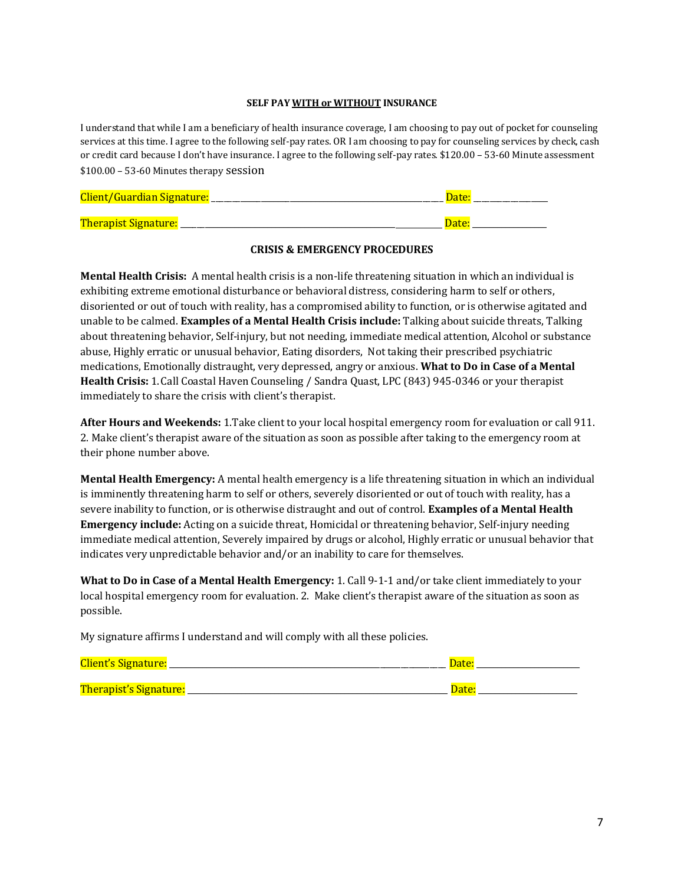**SELF PAY WITH or WITHOUT INSURANCE**

I understand that while I am a beneficiary of health insurance coverage, I am choosing to pay out of pocket for counseling services at this time. I agree to the following self-pay rates. OR I am choosing to pay for counseling services by check, cash or credit card because I don't have insurance. I agree to the following self-pay rates. $120.00 – 53-60 Minute assessment $100.00 – 53-60 Minutes therapy session

Client/Guardian Signature: \_\_\_\_\_\_\_\_\_\_\_\_\_\_\_\_\_\_\_\_\_\_\_\_\_\_\_\_\_\_\_\_\_\_\_\_\_\_\_\_ Date: \_\_\_\_\_\_\_\_\_\_\_\_\_\_\_\_

Therapist Signature: \_\_\_\_\_\_\_\_\_\_\_\_\_\_\_\_\_\_\_\_\_\_\_\_\_\_\_\_\_\_\_\_\_\_\_\_\_\_\_\_\_\_\_ Date: \_\_\_\_\_\_\_\_\_\_\_\_\_\_\_\_

**CRISIS & EMERGENCY PROCEDURES**

**Mental Health Crisis:** A mental health crisis is a non-life threatening situation in which an individual is exhibiting extreme emotional disturbance or behavioral distress, considering harm to self or others, disoriented or out of touch with reality, has a compromised ability to function, or is otherwise agitated and unable to be calmed. **Examples of a Mental Health Crisis include:** Talking about suicide threats, Talking about threatening behavior, Self-injury, but not needing, immediate medical attention, Alcohol or substance abuse, Highly erratic or unusual behavior, Eating disorders, Not taking their prescribed psychiatric medications, Emotionally distraught, very depressed, angry or anxious. **What to Do in Case of a Mental Health Crisis:** 1. Call Coastal Haven Counseling / Sandra Quast, LPC (843) 945-0346 or your therapist immediately to share the crisis with client's therapist.

**After Hours and Weekends:** 1.Take client to your local hospital emergency room for evaluation or call 911. 2. Make client's therapist aware of the situation as soon as possible after taking to the emergency room at their phone number above.

**Mental Health Emergency:** A mental health emergency is a life threatening situation in which an individual is imminently threatening harm to self or others, severely disoriented or out of touch with reality, has a severe inability to function, or is otherwise distraught and out of control. **Examples of a Mental Health Emergency include:** Acting on a suicide threat, Homicidal or threatening behavior, Self-injury needing immediate medical attention, Severely impaired by drugs or alcohol, Highly erratic or unusual behavior that indicates very unpredictable behavior and/or an inability to care for themselves.

**What to Do in Case of a Mental Health Emergency:** 1. Call 9-1-1 and/or take client immediately to your local hospital emergency room for evaluation. 2. Make client's therapist aware of the situation as soon as possible.

My signature affirms I understand and will comply with all these policies.

Client's Signature: \_\_\_\_\_\_\_\_\_\_\_\_\_\_\_\_\_\_\_\_\_\_\_\_\_\_\_\_\_\_\_\_\_\_\_\_\_\_\_\_\_\_\_\_\_\_ Date: \_\_\_\_\_\_\_\_\_\_\_\_\_\_\_\_

Therapist's Signature: \_\_\_\_\_\_\_\_\_\_\_\_\_\_\_\_\_\_\_\_\_\_\_\_\_\_\_\_\_\_\_\_\_\_\_\_\_\_\_\_\_\_\_ Date: \_\_\_\_\_\_\_\_\_\_\_\_\_\_\_\_